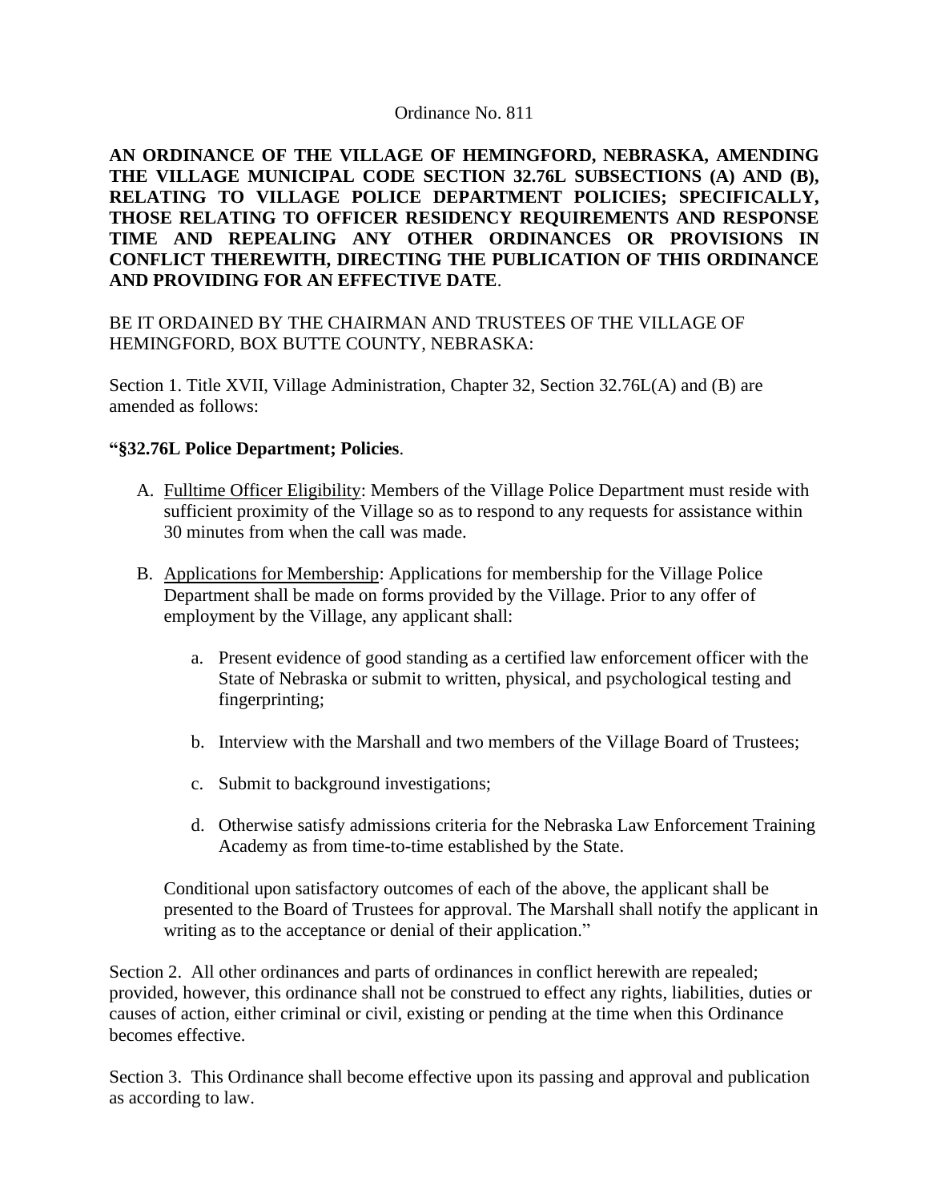Ordinance No. 811

**AN ORDINANCE OF THE VILLAGE OF HEMINGFORD, NEBRASKA, AMENDING THE VILLAGE MUNICIPAL CODE SECTION 32.76L SUBSECTIONS (A) AND (B), RELATING TO VILLAGE POLICE DEPARTMENT POLICIES; SPECIFICALLY, THOSE RELATING TO OFFICER RESIDENCY REQUIREMENTS AND RESPONSE TIME AND REPEALING ANY OTHER ORDINANCES OR PROVISIONS IN CONFLICT THEREWITH, DIRECTING THE PUBLICATION OF THIS ORDINANCE AND PROVIDING FOR AN EFFECTIVE DATE**.

BE IT ORDAINED BY THE CHAIRMAN AND TRUSTEES OF THE VILLAGE OF HEMINGFORD, BOX BUTTE COUNTY, NEBRASKA:

Section 1. Title XVII, Village Administration, Chapter 32, Section 32.76L(A) and (B) are amended as follows:

**"§32.76L Police Department; Policies**.

A. Fulltime Officer Eligibility: Members of the Village Police Department must reside with sufficient proximity of the Village so as to respond to any requests for assistance within 30 minutes from when the call was made.

B. Applications for Membership: Applications for membership for the Village Police Department shall be made on forms provided by the Village. Prior to any offer of employment by the Village, any applicant shall:

   a. Present evidence of good standing as a certified law enforcement officer with the State of Nebraska or submit to written, physical, and psychological testing and fingerprinting;

   b. Interview with the Marshall and two members of the Village Board of Trustees;

   c. Submit to background investigations;

   d. Otherwise satisfy admissions criteria for the Nebraska Law Enforcement Training Academy as from time-to-time established by the State.

   Conditional upon satisfactory outcomes of each of the above, the applicant shall be presented to the Board of Trustees for approval. The Marshall shall notify the applicant in writing as to the acceptance or denial of their application."

Section 2. All other ordinances and parts of ordinances in conflict herewith are repealed; provided, however, this ordinance shall not be construed to effect any rights, liabilities, duties or causes of action, either criminal or civil, existing or pending at the time when this Ordinance becomes effective.

Section 3. This Ordinance shall become effective upon its passing and approval and publication as according to law.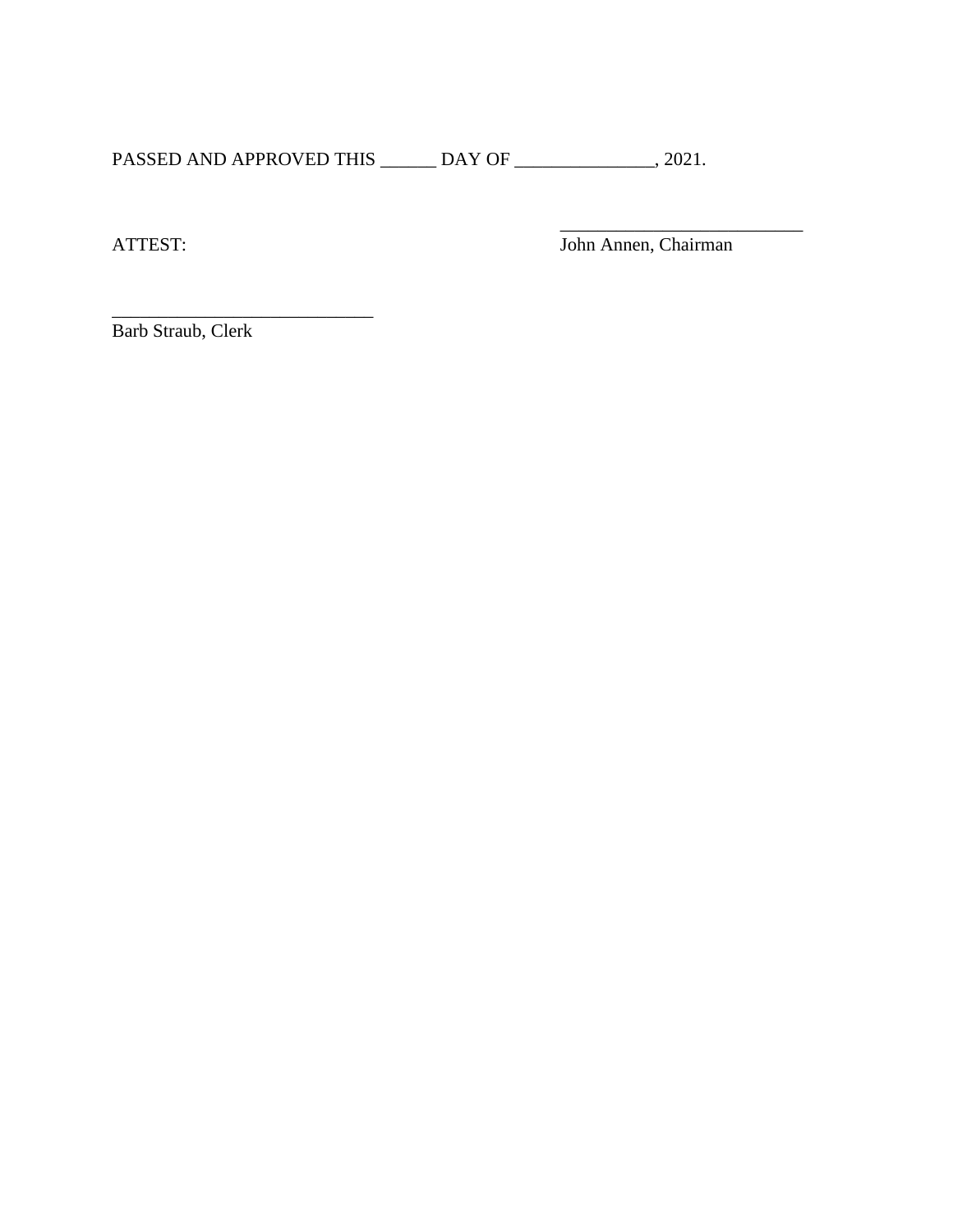PASSED AND APPROVED THIS ______ DAY OF _______________, 2021.

ATTEST:

__________________________
John Annen, Chairman

____________________________
Barb Straub, Clerk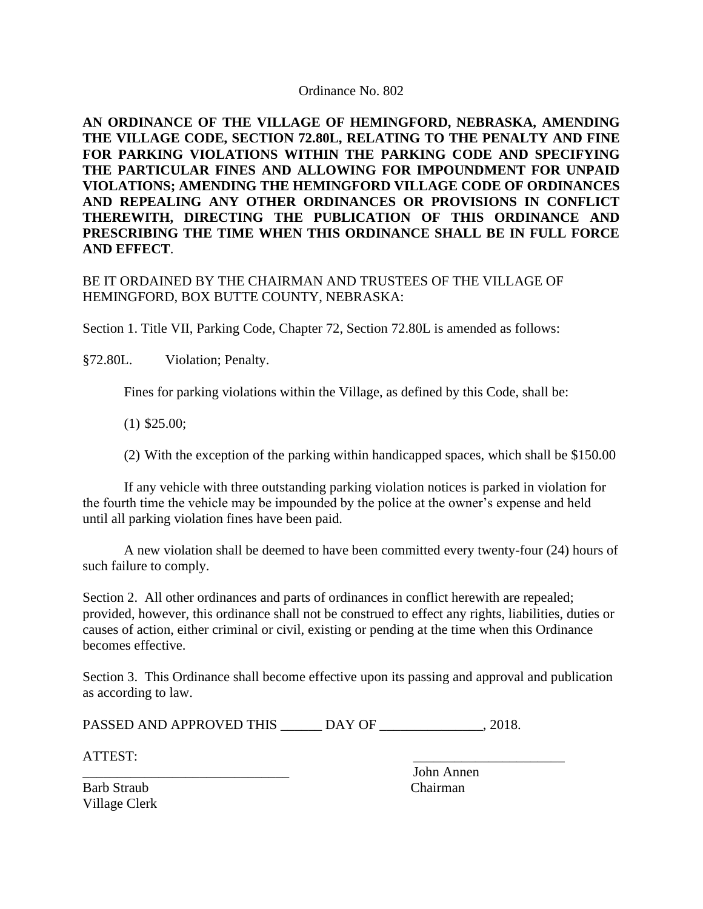Ordinance No. 802

**AN ORDINANCE OF THE VILLAGE OF HEMINGFORD, NEBRASKA, AMENDING THE VILLAGE CODE, SECTION 72.80L, RELATING TO THE PENALTY AND FINE FOR PARKING VIOLATIONS WITHIN THE PARKING CODE AND SPECIFYING THE PARTICULAR FINES AND ALLOWING FOR IMPOUNDMENT FOR UNPAID VIOLATIONS; AMENDING THE HEMINGFORD VILLAGE CODE OF ORDINANCES AND REPEALING ANY OTHER ORDINANCES OR PROVISIONS IN CONFLICT THEREWITH, DIRECTING THE PUBLICATION OF THIS ORDINANCE AND PRESCRIBING THE TIME WHEN THIS ORDINANCE SHALL BE IN FULL FORCE AND EFFECT**.

BE IT ORDAINED BY THE CHAIRMAN AND TRUSTEES OF THE VILLAGE OF HEMINGFORD, BOX BUTTE COUNTY, NEBRASKA:

Section 1. Title VII, Parking Code, Chapter 72, Section 72.80L is amended as follows:

§72.80L. Violation; Penalty.

Fines for parking violations within the Village, as defined by this Code, shall be:

(1) $25.00;

(2) With the exception of the parking within handicapped spaces, which shall be $150.00

If any vehicle with three outstanding parking violation notices is parked in violation for the fourth time the vehicle may be impounded by the police at the owner's expense and held until all parking violation fines have been paid.

A new violation shall be deemed to have been committed every twenty-four (24) hours of such failure to comply.

Section 2. All other ordinances and parts of ordinances in conflict herewith are repealed; provided, however, this ordinance shall not be construed to effect any rights, liabilities, duties or causes of action, either criminal or civil, existing or pending at the time when this Ordinance becomes effective.

Section 3. This Ordinance shall become effective upon its passing and approval and publication as according to law.

PASSED AND APPROVED THIS ______ DAY OF _______________, 2018.

ATTEST:

______________________________
Barb Straub
Village Clerk

______________________
John Annen
Chairman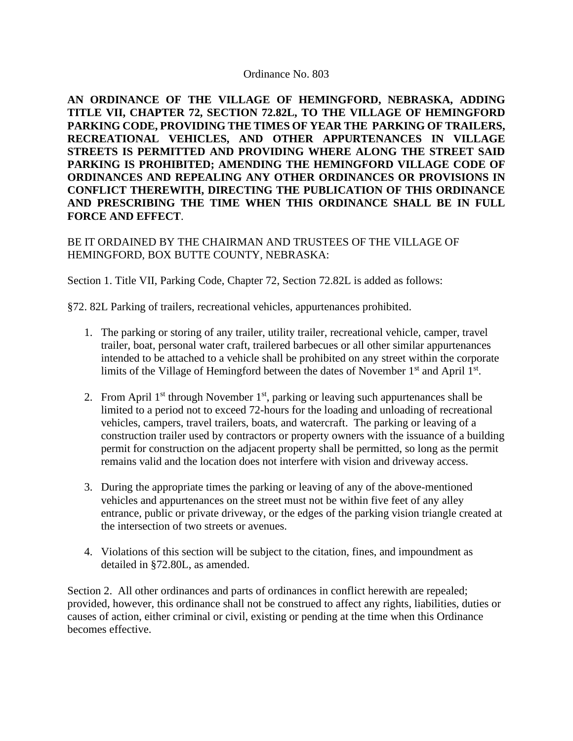Ordinance No. 803

**AN ORDINANCE OF THE VILLAGE OF HEMINGFORD, NEBRASKA, ADDING TITLE VII, CHAPTER 72, SECTION 72.82L, TO THE VILLAGE OF HEMINGFORD PARKING CODE, PROVIDING THE TIMES OF YEAR THE PARKING OF TRAILERS, RECREATIONAL VEHICLES, AND OTHER APPURTENANCES IN VILLAGE STREETS IS PERMITTED AND PROVIDING WHERE ALONG THE STREET SAID PARKING IS PROHIBITED; AMENDING THE HEMINGFORD VILLAGE CODE OF ORDINANCES AND REPEALING ANY OTHER ORDINANCES OR PROVISIONS IN CONFLICT THEREWITH, DIRECTING THE PUBLICATION OF THIS ORDINANCE AND PRESCRIBING THE TIME WHEN THIS ORDINANCE SHALL BE IN FULL FORCE AND EFFECT**.

BE IT ORDAINED BY THE CHAIRMAN AND TRUSTEES OF THE VILLAGE OF HEMINGFORD, BOX BUTTE COUNTY, NEBRASKA:

Section 1. Title VII, Parking Code, Chapter 72, Section 72.82L is added as follows:

§72. 82L Parking of trailers, recreational vehicles, appurtenances prohibited.

1. The parking or storing of any trailer, utility trailer, recreational vehicle, camper, travel trailer, boat, personal water craft, trailered barbecues or all other similar appurtenances intended to be attached to a vehicle shall be prohibited on any street within the corporate limits of the Village of Hemingford between the dates of November 1st and April 1st.

2. From April 1st through November 1st, parking or leaving such appurtenances shall be limited to a period not to exceed 72-hours for the loading and unloading of recreational vehicles, campers, travel trailers, boats, and watercraft. The parking or leaving of a construction trailer used by contractors or property owners with the issuance of a building permit for construction on the adjacent property shall be permitted, so long as the permit remains valid and the location does not interfere with vision and driveway access.

3. During the appropriate times the parking or leaving of any of the above-mentioned vehicles and appurtenances on the street must not be within five feet of any alley entrance, public or private driveway, or the edges of the parking vision triangle created at the intersection of two streets or avenues.

4. Violations of this section will be subject to the citation, fines, and impoundment as detailed in §72.80L, as amended.

Section 2. All other ordinances and parts of ordinances in conflict herewith are repealed; provided, however, this ordinance shall not be construed to affect any rights, liabilities, duties or causes of action, either criminal or civil, existing or pending at the time when this Ordinance becomes effective.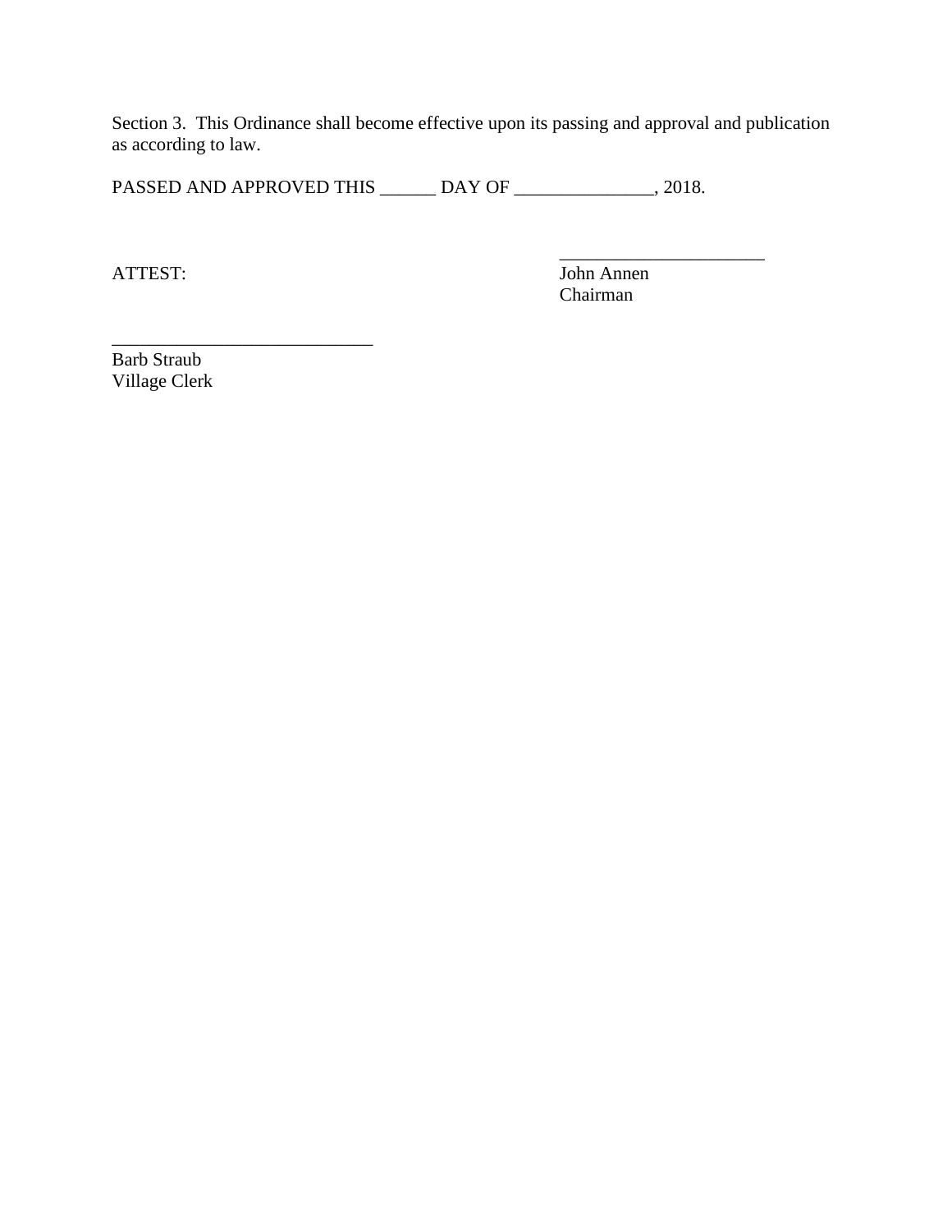Section 3. This Ordinance shall become effective upon its passing and approval and publication as according to law.

PASSED AND APPROVED THIS ______ DAY OF _______________, 2018.

______________________
John Annen
Chairman

ATTEST:

____________________________
Barb Straub
Village Clerk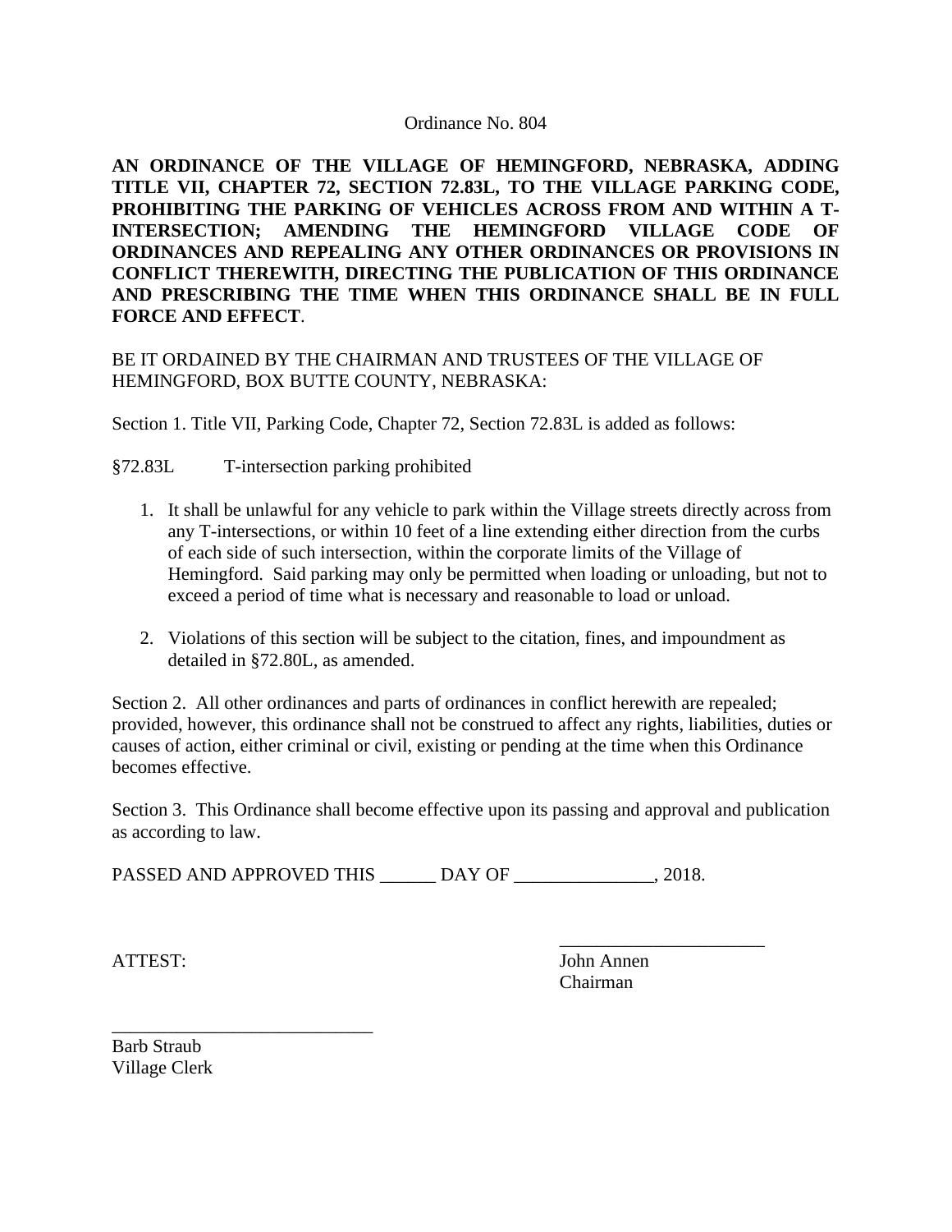Ordinance No. 804

**AN ORDINANCE OF THE VILLAGE OF HEMINGFORD, NEBRASKA, ADDING TITLE VII, CHAPTER 72, SECTION 72.83L, TO THE VILLAGE PARKING CODE, PROHIBITING THE PARKING OF VEHICLES ACROSS FROM AND WITHIN A T-INTERSECTION; AMENDING THE HEMINGFORD VILLAGE CODE OF ORDINANCES AND REPEALING ANY OTHER ORDINANCES OR PROVISIONS IN CONFLICT THEREWITH, DIRECTING THE PUBLICATION OF THIS ORDINANCE AND PRESCRIBING THE TIME WHEN THIS ORDINANCE SHALL BE IN FULL FORCE AND EFFECT**.

BE IT ORDAINED BY THE CHAIRMAN AND TRUSTEES OF THE VILLAGE OF HEMINGFORD, BOX BUTTE COUNTY, NEBRASKA:

Section 1. Title VII, Parking Code, Chapter 72, Section 72.83L is added as follows:

§72.83L T-intersection parking prohibited

1. It shall be unlawful for any vehicle to park within the Village streets directly across from any T-intersections, or within 10 feet of a line extending either direction from the curbs of each side of such intersection, within the corporate limits of the Village of Hemingford. Said parking may only be permitted when loading or unloading, but not to exceed a period of time what is necessary and reasonable to load or unload.

2. Violations of this section will be subject to the citation, fines, and impoundment as detailed in §72.80L, as amended.

Section 2. All other ordinances and parts of ordinances in conflict herewith are repealed; provided, however, this ordinance shall not be construed to affect any rights, liabilities, duties or causes of action, either criminal or civil, existing or pending at the time when this Ordinance becomes effective.

Section 3. This Ordinance shall become effective upon its passing and approval and publication as according to law.

PASSED AND APPROVED THIS ______ DAY OF _______________, 2018.

ATTEST:

______________________
John Annen
Chairman

____________________________
Barb Straub
Village Clerk